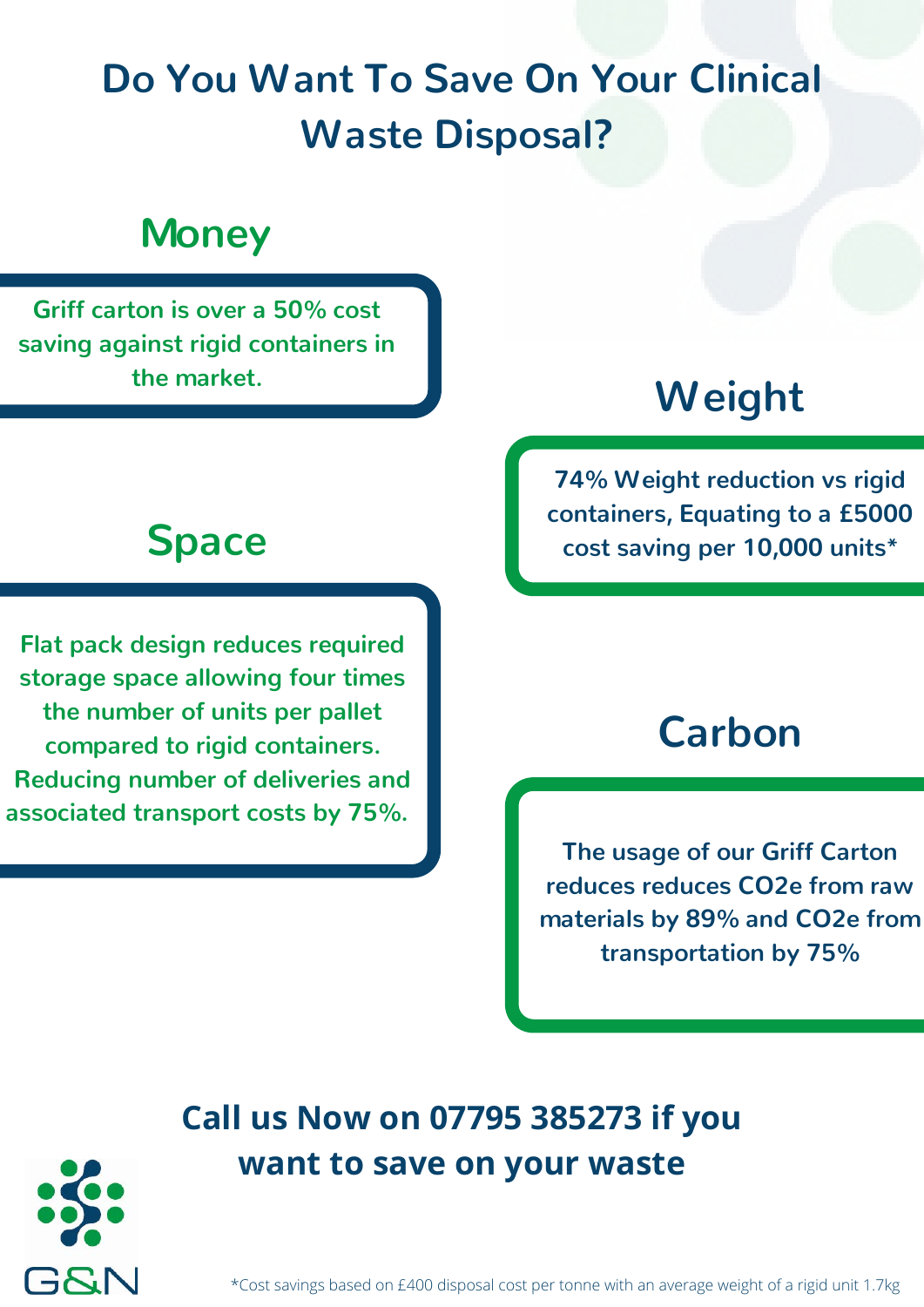# Do You Want To Save On Your Clinical Waste Disposal?

## Money

Griff carton is over a 50% cost saving against rigid containers in the market.

## Weight

74% Weight reduction vs rigid containers, Equating to a £5000 cost saving per 10,000 units*

## Space

Flat pack design reduces required storage space allowing four times the number of units per pallet compared to rigid containers. Reducing number of deliveries and associated transport costs by 75%.

## Carbon

The usage of our Griff Carton reduces reduces $CO_2e$ from raw materials by 89% and $CO_2e$ from transportation by 75%

**Call us Now on 07795 385273 if you want to save on your waste**

G&N

*Cost savings based on £400 disposal cost per tonne with an average weight of a rigid unit 1.7kg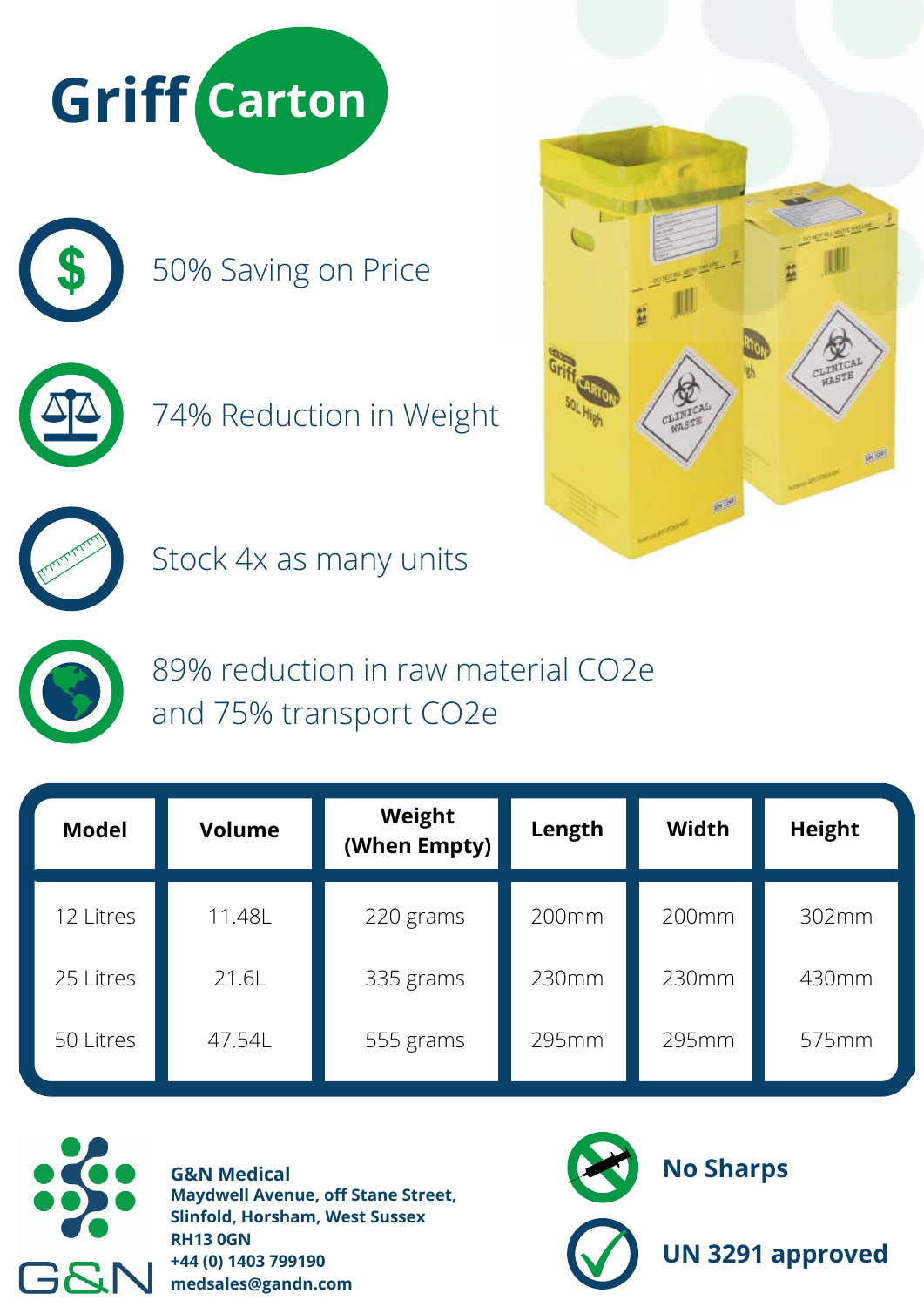# Griff Carton

50% Saving on Price

74% Reduction in Weight

Stock 4x as many units

89% reduction in raw material $CO_2e$ and 75% transport $CO_2e$

| Model | Volume | Weight (When Empty) | Length | Width | Height |
|---|---|---|---|---|---|
| 12 Litres | 11.48L | 220 grams | 200mm | 200mm | 302mm |
| 25 Litres | 21.6L | 335 grams | 230mm | 230mm | 430mm |
| 50 Litres | 47.54L | 555 grams | 295mm | 295mm | 575mm |

**G&N Medical**
**Maydwell Avenue, off Stane Street,**
**Slinfold, Horsham, West Sussex**
**RH13 0GN**
**+44 (0) 1403 799190**
**medsales@gandn.com**

**No Sharps**

**UN 3291 approved**